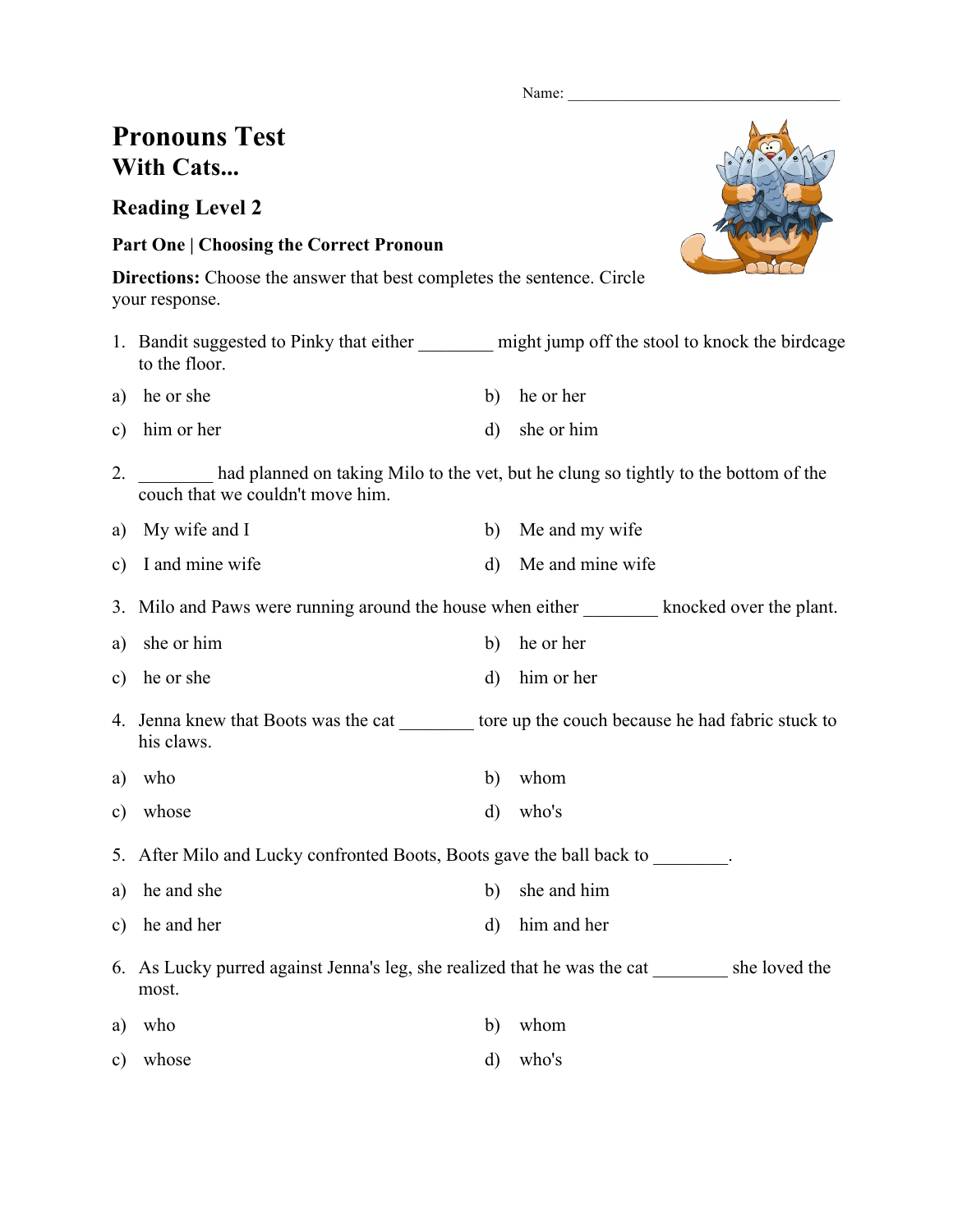Name: ___________________________________

# Pronouns Test
## With Cats...

### Reading Level 2

**Part One | Choosing the Correct Pronoun**

**Directions:** Choose the answer that best completes the sentence. Circle your response.

1. Bandit suggested to Pinky that either ________ might jump off the stool to knock the birdcage to the floor.

a) he or she b) he or her
c) him or her d) she or him

2. ________ had planned on taking Milo to the vet, but he clung so tightly to the bottom of the couch that we couldn't move him.

a) My wife and I b) Me and my wife
c) I and mine wife d) Me and mine wife

3. Milo and Paws were running around the house when either ________ knocked over the plant.

a) she or him b) he or her
c) he or she d) him or her

4. Jenna knew that Boots was the cat ________ tore up the couch because he had fabric stuck to his claws.

a) who b) whom
c) whose d) who's

5. After Milo and Lucky confronted Boots, Boots gave the ball back to ________.

a) he and she b) she and him
c) he and her d) him and her

6. As Lucky purred against Jenna's leg, she realized that he was the cat ________ she loved the most.

a) who b) whom
c) whose d) who's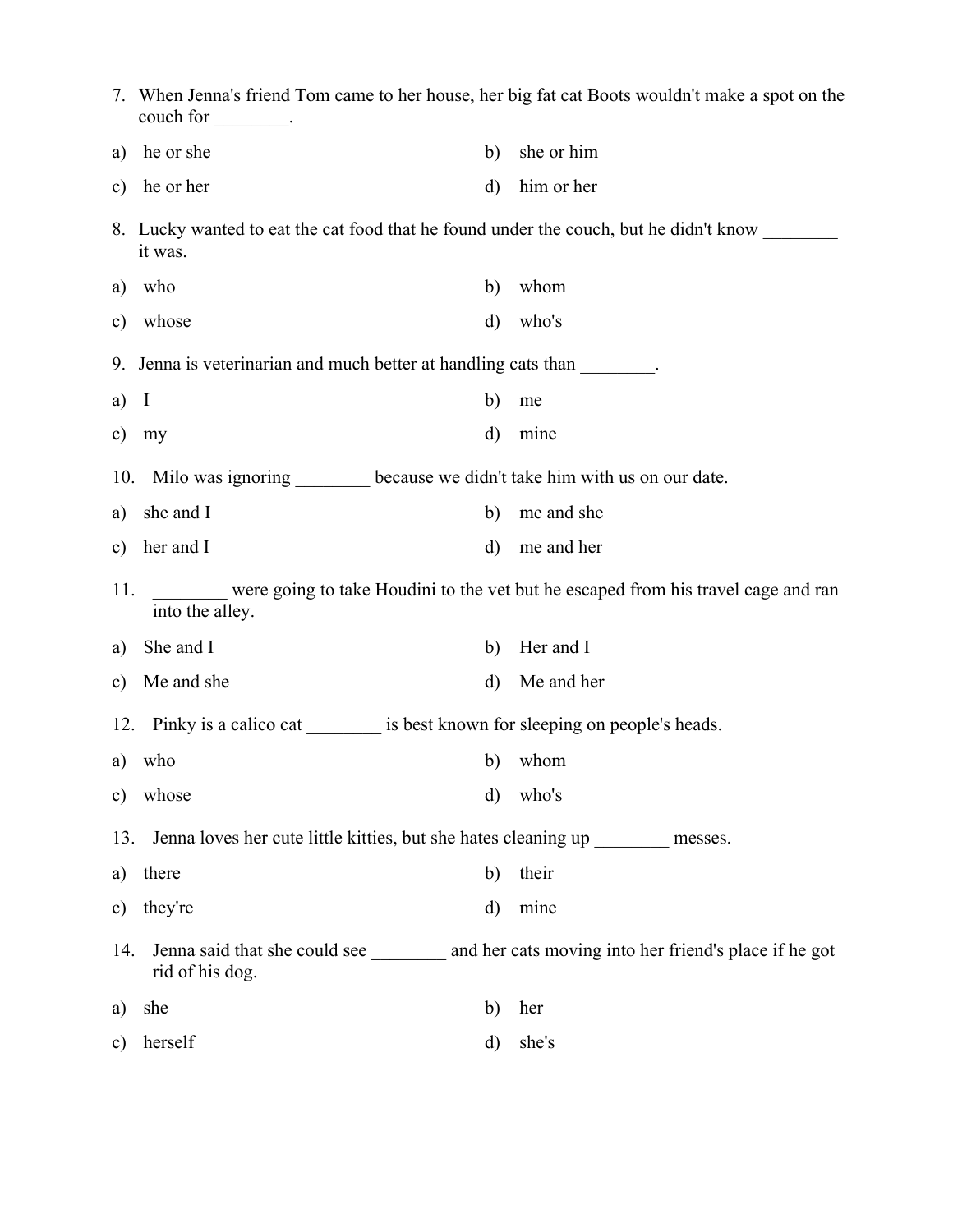7. When Jenna's friend Tom came to her house, her big fat cat Boots wouldn't make a spot on the couch for ________.

a) he or she
b) she or him
c) he or her
d) him or her

8. Lucky wanted to eat the cat food that he found under the couch, but he didn't know ________ it was.

a) who
b) whom
c) whose
d) who's

9. Jenna is veterinarian and much better at handling cats than ________.

a) I
b) me
c) my
d) mine

10. Milo was ignoring ________ because we didn't take him with us on our date.

a) she and I
b) me and she
c) her and I
d) me and her

11. ________ were going to take Houdini to the vet but he escaped from his travel cage and ran into the alley.

a) She and I
b) Her and I
c) Me and she
d) Me and her

12. Pinky is a calico cat ________ is best known for sleeping on people's heads.

a) who
b) whom
c) whose
d) who's

13. Jenna loves her cute little kitties, but she hates cleaning up ________ messes.

a) there
b) their
c) they're
d) mine

14. Jenna said that she could see ________ and her cats moving into her friend's place if he got rid of his dog.

a) she
b) her
c) herself
d) she's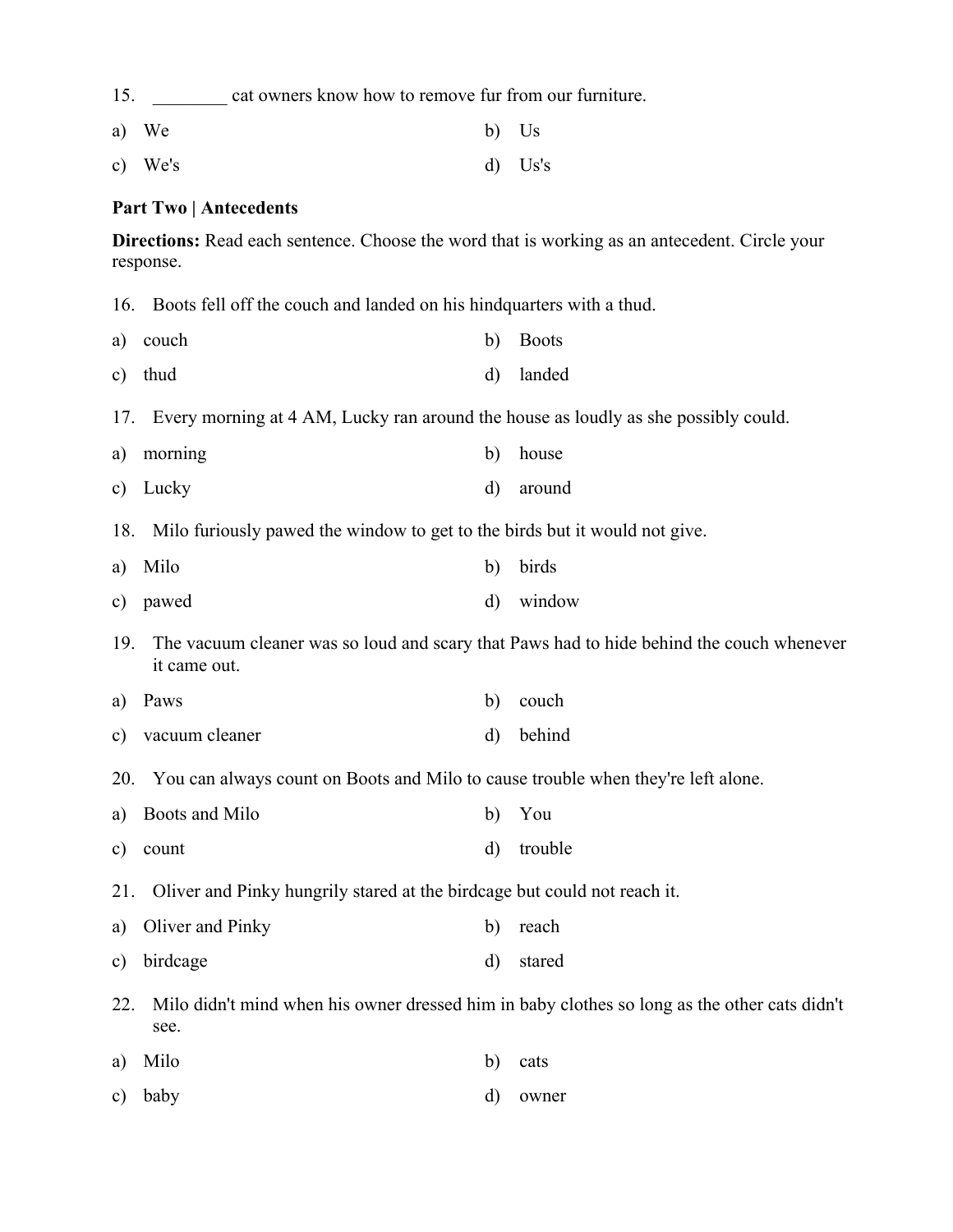15. ________ cat owners know how to remove fur from our furniture.

a) We
b) Us
c) We's
d) Us's

**Part Two | Antecedents**

**Directions:** Read each sentence. Choose the word that is working as an antecedent. Circle your response.

16. Boots fell off the couch and landed on his hindquarters with a thud.

a) couch
b) Boots
c) thud
d) landed

17. Every morning at 4 AM, Lucky ran around the house as loudly as she possibly could.

a) morning
b) house
c) Lucky
d) around

18. Milo furiously pawed the window to get to the birds but it would not give.

a) Milo
b) birds
c) pawed
d) window

19. The vacuum cleaner was so loud and scary that Paws had to hide behind the couch whenever it came out.

a) Paws
b) couch
c) vacuum cleaner
d) behind

20. You can always count on Boots and Milo to cause trouble when they're left alone.

a) Boots and Milo
b) You
c) count
d) trouble

21. Oliver and Pinky hungrily stared at the birdcage but could not reach it.

a) Oliver and Pinky
b) reach
c) birdcage
d) stared

22. Milo didn't mind when his owner dressed him in baby clothes so long as the other cats didn't see.

a) Milo
b) cats
c) baby
d) owner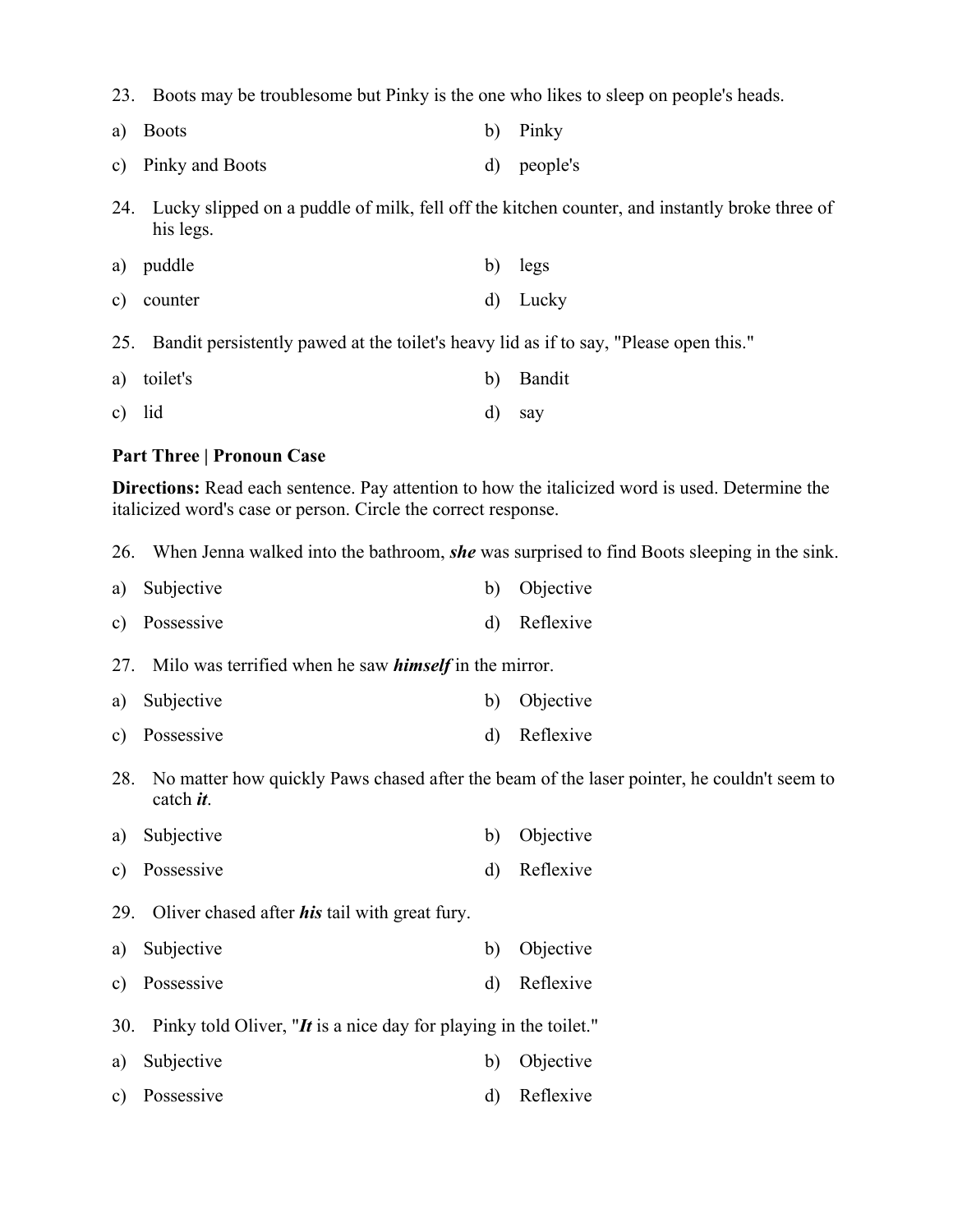23. Boots may be troublesome but Pinky is the one who likes to sleep on people's heads.

a) Boots
b) Pinky
c) Pinky and Boots
d) people's

24. Lucky slipped on a puddle of milk, fell off the kitchen counter, and instantly broke three of his legs.

a) puddle
b) legs
c) counter
d) Lucky

25. Bandit persistently pawed at the toilet's heavy lid as if to say, "Please open this."

a) toilet's
b) Bandit
c) lid
d) say

**Part Three | Pronoun Case**

**Directions:** Read each sentence. Pay attention to how the italicized word is used. Determine the italicized word's case or person. Circle the correct response.

26. When Jenna walked into the bathroom, ***she*** was surprised to find Boots sleeping in the sink.

a) Subjective
b) Objective
c) Possessive
d) Reflexive

27. Milo was terrified when he saw ***himself*** in the mirror.

a) Subjective
b) Objective
c) Possessive
d) Reflexive

28. No matter how quickly Paws chased after the beam of the laser pointer, he couldn't seem to catch ***it***.

a) Subjective
b) Objective
c) Possessive
d) Reflexive

29. Oliver chased after ***his*** tail with great fury.

a) Subjective
b) Objective
c) Possessive
d) Reflexive

30. Pinky told Oliver, "***It*** is a nice day for playing in the toilet."

a) Subjective
b) Objective
c) Possessive
d) Reflexive